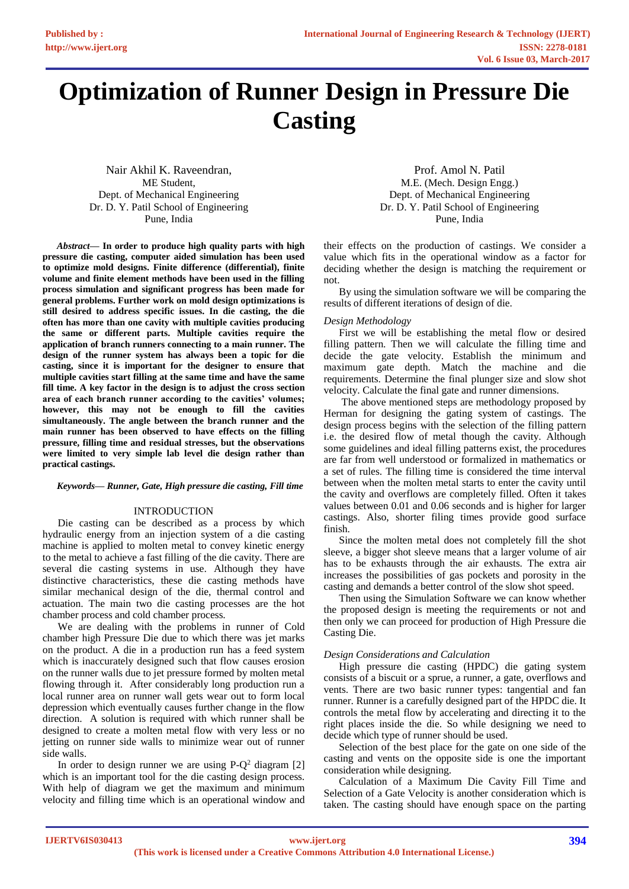# Optimization of Runner Design in Pressure Die Casting

Nair Akhil K. Raveendran,
ME Student,
Dept. of Mechanical Engineering
Dr. D. Y. Patil School of Engineering
Pune, India

Prof. Amol N. Patil
M.E. (Mech. Design Engg.)
Dept. of Mechanical Engineering
Dr. D. Y. Patil School of Engineering
Pune, India

***Abstract*— In order to produce high quality parts with high pressure die casting, computer aided simulation has been used to optimize mold designs. Finite difference (differential), finite volume and finite element methods have been used in the filling process simulation and significant progress has been made for general problems. Further work on mold design optimizations is still desired to address specific issues. In die casting, the die often has more than one cavity with multiple cavities producing the same or different parts. Multiple cavities require the application of branch runners connecting to a main runner. The design of the runner system has always been a topic for die casting, since it is important for the designer to ensure that multiple cavities start filling at the same time and have the same fill time. A key factor in the design is to adjust the cross section area of each branch runner according to the cavities' volumes; however, this may not be enough to fill the cavities simultaneously. The angle between the branch runner and the main runner has been observed to have effects on the filling pressure, filling time and residual stresses, but the observations were limited to very simple lab level die design rather than practical castings.**

***Keywords*— *Runner, Gate, High pressure die casting, Fill time***

## INTRODUCTION

Die casting can be described as a process by which hydraulic energy from an injection system of a die casting machine is applied to molten metal to convey kinetic energy to the metal to achieve a fast filling of the die cavity. There are several die casting systems in use. Although they have distinctive characteristics, these die casting methods have similar mechanical design of the die, thermal control and actuation. The main two die casting processes are the hot chamber process and cold chamber process.

We are dealing with the problems in runner of Cold chamber high Pressure Die due to which there was jet marks on the product. A die in a production run has a feed system which is inaccurately designed such that flow causes erosion on the runner walls due to jet pressure formed by molten metal flowing through it. After considerably long production run a local runner area on runner wall gets wear out to form local depression which eventually causes further change in the flow direction. A solution is required with which runner shall be designed to create a molten metal flow with very less or no jetting on runner side walls to minimize wear out of runner side walls.

In order to design runner we are using P-$Q^2$ diagram [2] which is an important tool for the die casting design process. With help of diagram we get the maximum and minimum velocity and filling time which is an operational window and their effects on the production of castings. We consider a value which fits in the operational window as a factor for deciding whether the design is matching the requirement or not.

By using the simulation software we will be comparing the results of different iterations of design of die.

### *Design Methodology*

First we will be establishing the metal flow or desired filling pattern. Then we will calculate the filling time and decide the gate velocity. Establish the minimum and maximum gate depth. Match the machine and die requirements. Determine the final plunger size and slow shot velocity. Calculate the final gate and runner dimensions.

The above mentioned steps are methodology proposed by Herman for designing the gating system of castings. The design process begins with the selection of the filling pattern i.e. the desired flow of metal though the cavity. Although some guidelines and ideal filling patterns exist, the procedures are far from well understood or formalized in mathematics or a set of rules. The filling time is considered the time interval between when the molten metal starts to enter the cavity until the cavity and overflows are completely filled. Often it takes values between 0.01 and 0.06 seconds and is higher for larger castings. Also, shorter filing times provide good surface finish.

Since the molten metal does not completely fill the shot sleeve, a bigger shot sleeve means that a larger volume of air has to be exhausts through the air exhausts. The extra air increases the possibilities of gas pockets and porosity in the casting and demands a better control of the slow shot speed.

Then using the Simulation Software we can know whether the proposed design is meeting the requirements or not and then only we can proceed for production of High Pressure die Casting Die.

### *Design Considerations and Calculation*

High pressure die casting (HPDC) die gating system consists of a biscuit or a sprue, a runner, a gate, overflows and vents. There are two basic runner types: tangential and fan runner. Runner is a carefully designed part of the HPDC die. It controls the metal flow by accelerating and directing it to the right places inside the die. So while designing we need to decide which type of runner should be used.

Selection of the best place for the gate on one side of the casting and vents on the opposite side is one the important consideration while designing.

Calculation of a Maximum Die Cavity Fill Time and Selection of a Gate Velocity is another consideration which is taken. The casting should have enough space on the parting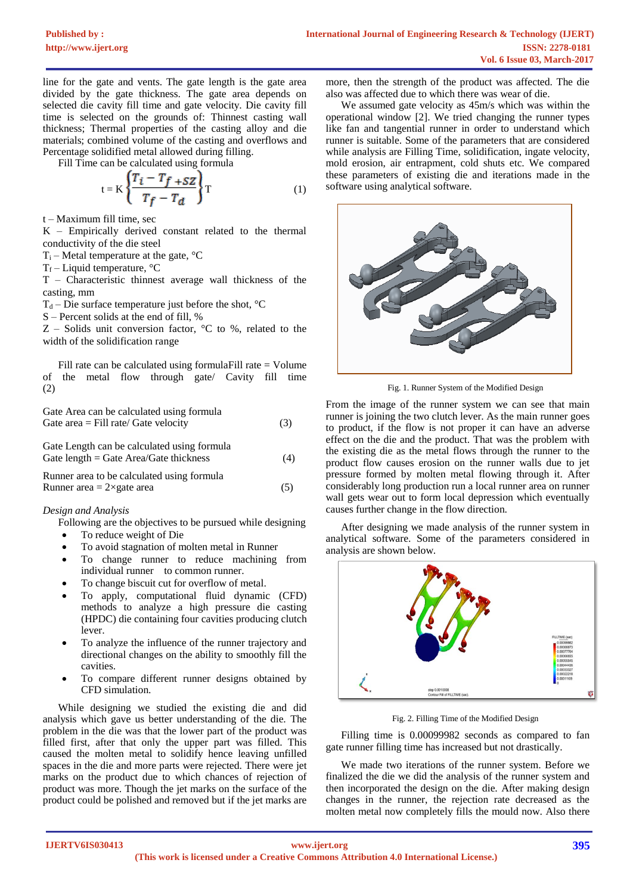line for the gate and vents. The gate length is the gate area divided by the gate thickness. The gate area depends on selected die cavity fill time and gate velocity. Die cavity fill time is selected on the grounds of: Thinnest casting wall thickness; Thermal properties of the casting alloy and die materials; combined volume of the casting and overflows and Percentage solidified metal allowed during filling.

Fill Time can be calculated using formula

$$t = K\left\{\frac{T_i - T_f + SZ}{T_f - T_d}\right\}T \quad (1)$$

t – Maximum fill time, sec
K – Empirically derived constant related to the thermal conductivity of the die steel
$T_i$ – Metal temperature at the gate, °C
$T_f$ – Liquid temperature, °C
T – Characteristic thinnest average wall thickness of the casting, mm
$T_d$ – Die surface temperature just before the shot, °C
S – Percent solids at the end of fill, %
Z – Solids unit conversion factor, °C to %, related to the width of the solidification range

Fill rate can be calculated using formulaFill rate = Volume of the metal flow through gate/ Cavity fill time (2)

Gate Area can be calculated using formula
Gate area = Fill rate/ Gate velocity (3)

Gate Length can be calculated using formula
Gate length = Gate Area/Gate thickness (4)

Runner area to be calculated using formula
Runner area = 2×gate area (5)

*Design and Analysis*

Following are the objectives to be pursued while designing

- To reduce weight of Die
- To avoid stagnation of molten metal in Runner
- To change runner to reduce machining from individual runner to common runner.
- To change biscuit cut for overflow of metal.
- To apply, computational fluid dynamic (CFD) methods to analyze a high pressure die casting (HPDC) die containing four cavities producing clutch lever.
- To analyze the influence of the runner trajectory and directional changes on the ability to smoothly fill the cavities.
- To compare different runner designs obtained by CFD simulation.

While designing we studied the existing die and did analysis which gave us better understanding of the die. The problem in the die was that the lower part of the product was filled first, after that only the upper part was filled. This caused the molten metal to solidify hence leaving unfilled spaces in the die and more parts were rejected. There were jet marks on the product due to which chances of rejection of product was more. Though the jet marks on the surface of the product could be polished and removed but if the jet marks are more, then the strength of the product was affected. The die also was affected due to which there was wear of die.

We assumed gate velocity as 45m/s which was within the operational window [2]. We tried changing the runner types like fan and tangential runner in order to understand which runner is suitable. Some of the parameters that are considered while analysis are Filling Time, solidification, ingate velocity, mold erosion, air entrapment, cold shuts etc. We compared these parameters of existing die and iterations made in the software using analytical software.

Fig. 1. Runner System of the Modified Design

From the image of the runner system we can see that main runner is joining the two clutch lever. As the main runner goes to product, if the flow is not proper it can have an adverse effect on the die and the product. That was the problem with the existing die as the metal flows through the runner to the product flow causes erosion on the runner walls due to jet pressure formed by molten metal flowing through it. After considerably long production run a local runner area on runner wall gets wear out to form local depression which eventually causes further change in the flow direction.

After designing we made analysis of the runner system in analytical software. Some of the parameters considered in analysis are shown below.

Fig. 2. Filling Time of the Modified Design

Filling time is 0.00099982 seconds as compared to fan gate runner filling time has increased but not drastically.

We made two iterations of the runner system. Before we finalized the die we did the analysis of the runner system and then incorporated the design on the die. After making design changes in the runner, the rejection rate decreased as the molten metal now completely fills the mould now. Also there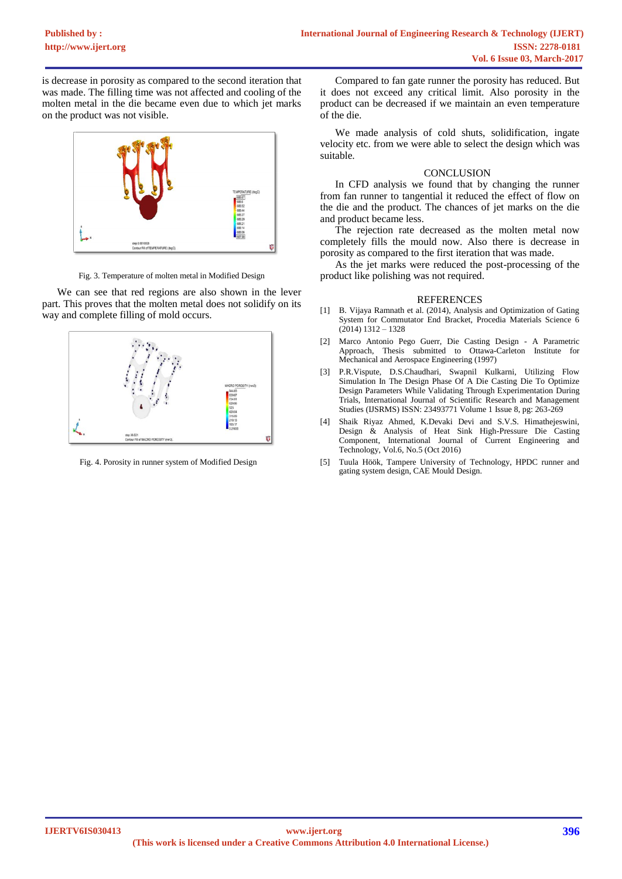is decrease in porosity as compared to the second iteration that was made. The filling time was not affected and cooling of the molten metal in the die became even due to which jet marks on the product was not visible.

Fig. 3. Temperature of molten metal in Modified Design

We can see that red regions are also shown in the lever part. This proves that the molten metal does not solidify on its way and complete filling of mold occurs.

Fig. 4. Porosity in runner system of Modified Design

Compared to fan gate runner the porosity has reduced. But it does not exceed any critical limit. Also porosity in the product can be decreased if we maintain an even temperature of the die.

We made analysis of cold shuts, solidification, ingate velocity etc. from we were able to select the design which was suitable.

## CONCLUSION

In CFD analysis we found that by changing the runner from fan runner to tangential it reduced the effect of flow on the die and the product. The chances of jet marks on the die and product became less.

The rejection rate decreased as the molten metal now completely fills the mould now. Also there is decrease in porosity as compared to the first iteration that was made.

As the jet marks were reduced the post-processing of the product like polishing was not required.

## REFERENCES

[1] B. Vijaya Ramnath et al. (2014), Analysis and Optimization of Gating System for Commutator End Bracket, Procedia Materials Science 6 (2014) 1312 – 1328

[2] Marco Antonio Pego Guerr, Die Casting Design - A Parametric Approach, Thesis submitted to Ottawa-Carleton Institute for Mechanical and Aerospace Engineering (1997)

[3] P.R.Vispute, D.S.Chaudhari, Swapnil Kulkarni, Utilizing Flow Simulation In The Design Phase Of A Die Casting Die To Optimize Design Parameters While Validating Through Experimentation During Trials, International Journal of Scientific Research and Management Studies (IJSRMS) ISSN: 23493771 Volume 1 Issue 8, pg: 263-269

[4] Shaik Riyaz Ahmed, K.Devaki Devi and S.V.S. Himathejeswini, Design & Analysis of Heat Sink High-Pressure Die Casting Component, International Journal of Current Engineering and Technology, Vol.6, No.5 (Oct 2016)

[5] Tuula Höök, Tampere University of Technology, HPDC runner and gating system design, CAE Mould Design.